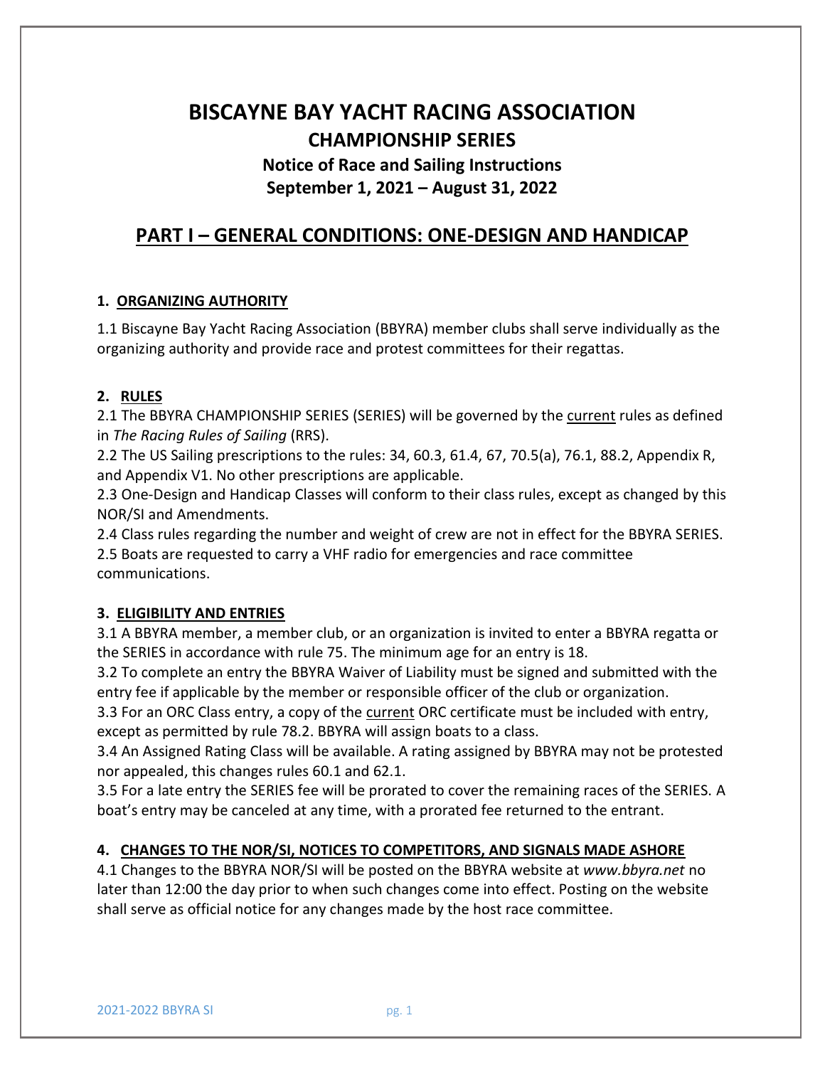# BISCAYNE BAY YACHT RACING ASSOCIATION

## CHAMPIONSHIP SERIES

### Notice of Race and Sailing Instructions

### September 1, 2021 – August 31, 2022

## PART I – GENERAL CONDITIONS: ONE-DESIGN AND HANDICAP

### 1. ORGANIZING AUTHORITY

1.1 Biscayne Bay Yacht Racing Association (BBYRA) member clubs shall serve individually as the organizing authority and provide race and protest committees for their regattas.

### 2. RULES

2.1 The BBYRA CHAMPIONSHIP SERIES (SERIES) will be governed by the current rules as defined in *The Racing Rules of Sailing* (RRS).

2.2 The US Sailing prescriptions to the rules: 34, 60.3, 61.4, 67, 70.5(a), 76.1, 88.2, Appendix R, and Appendix V1. No other prescriptions are applicable.

2.3 One-Design and Handicap Classes will conform to their class rules, except as changed by this NOR/SI and Amendments.

2.4 Class rules regarding the number and weight of crew are not in effect for the BBYRA SERIES.

2.5 Boats are requested to carry a VHF radio for emergencies and race committee communications.

### 3. ELIGIBILITY AND ENTRIES

3.1 A BBYRA member, a member club, or an organization is invited to enter a BBYRA regatta or the SERIES in accordance with rule 75. The minimum age for an entry is 18.

3.2 To complete an entry the BBYRA Waiver of Liability must be signed and submitted with the entry fee if applicable by the member or responsible officer of the club or organization.

3.3 For an ORC Class entry, a copy of the current ORC certificate must be included with entry, except as permitted by rule 78.2. BBYRA will assign boats to a class.

3.4 An Assigned Rating Class will be available. A rating assigned by BBYRA may not be protested nor appealed, this changes rules 60.1 and 62.1.

3.5 For a late entry the SERIES fee will be prorated to cover the remaining races of the SERIES. A boat's entry may be canceled at any time, with a prorated fee returned to the entrant.

### 4. CHANGES TO THE NOR/SI, NOTICES TO COMPETITORS, AND SIGNALS MADE ASHORE

4.1 Changes to the BBYRA NOR/SI will be posted on the BBYRA website at *www.bbyra.net* no later than 12:00 the day prior to when such changes come into effect. Posting on the website shall serve as official notice for any changes made by the host race committee.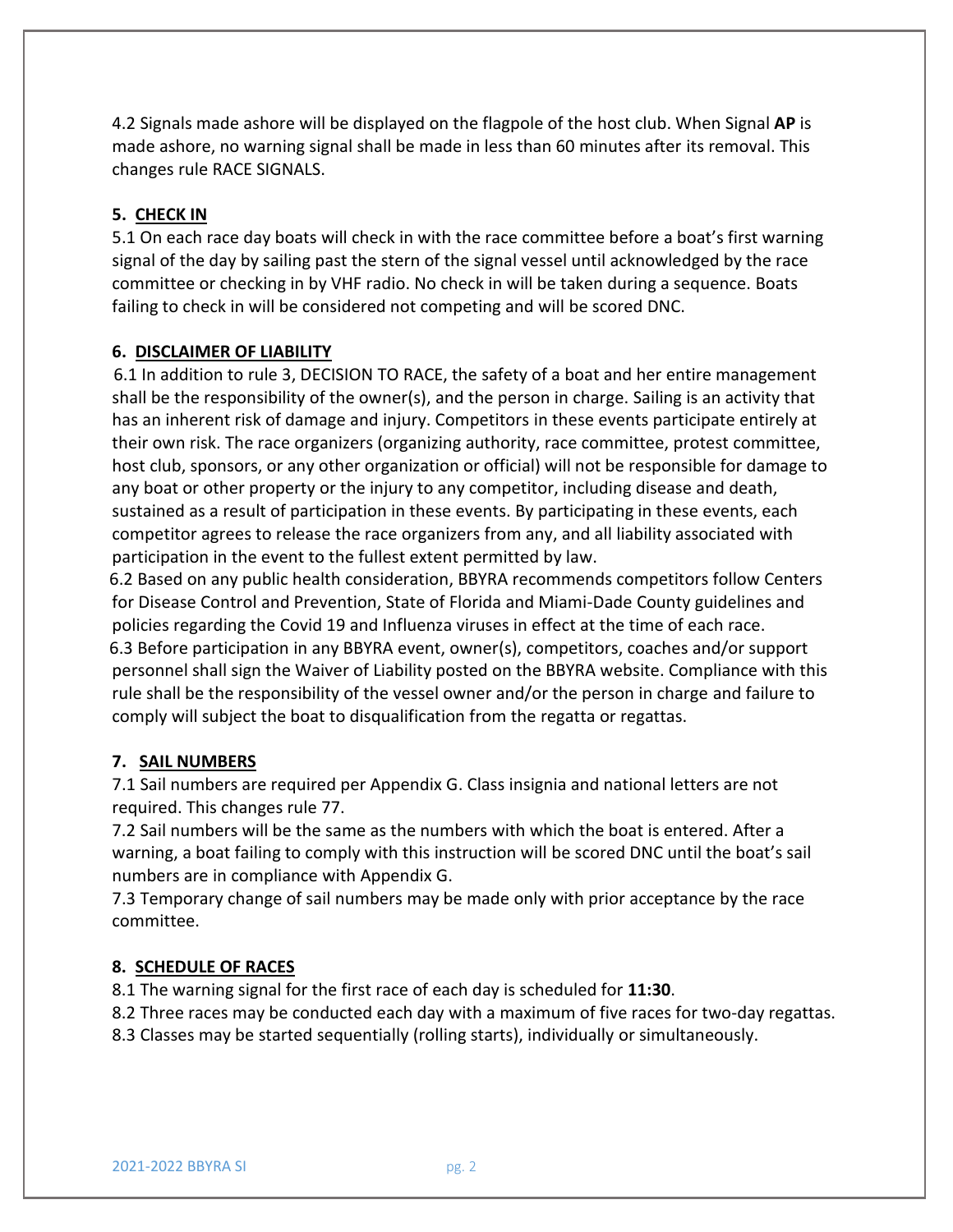4.2 Signals made ashore will be displayed on the flagpole of the host club. When Signal **AP** is made ashore, no warning signal shall be made in less than 60 minutes after its removal. This changes rule RACE SIGNALS.

## 5. CHECK IN

5.1 On each race day boats will check in with the race committee before a boat's first warning signal of the day by sailing past the stern of the signal vessel until acknowledged by the race committee or checking in by VHF radio. No check in will be taken during a sequence. Boats failing to check in will be considered not competing and will be scored DNC.

## 6. DISCLAIMER OF LIABILITY

6.1 In addition to rule 3, DECISION TO RACE, the safety of a boat and her entire management shall be the responsibility of the owner(s), and the person in charge. Sailing is an activity that has an inherent risk of damage and injury. Competitors in these events participate entirely at their own risk. The race organizers (organizing authority, race committee, protest committee, host club, sponsors, or any other organization or official) will not be responsible for damage to any boat or other property or the injury to any competitor, including disease and death, sustained as a result of participation in these events. By participating in these events, each competitor agrees to release the race organizers from any, and all liability associated with participation in the event to the fullest extent permitted by law.

6.2 Based on any public health consideration, BBYRA recommends competitors follow Centers for Disease Control and Prevention, State of Florida and Miami-Dade County guidelines and policies regarding the Covid 19 and Influenza viruses in effect at the time of each race.

6.3 Before participation in any BBYRA event, owner(s), competitors, coaches and/or support personnel shall sign the Waiver of Liability posted on the BBYRA website. Compliance with this rule shall be the responsibility of the vessel owner and/or the person in charge and failure to comply will subject the boat to disqualification from the regatta or regattas.

## 7. SAIL NUMBERS

7.1 Sail numbers are required per Appendix G. Class insignia and national letters are not required. This changes rule 77.

7.2 Sail numbers will be the same as the numbers with which the boat is entered. After a warning, a boat failing to comply with this instruction will be scored DNC until the boat's sail numbers are in compliance with Appendix G.

7.3 Temporary change of sail numbers may be made only with prior acceptance by the race committee.

## 8. SCHEDULE OF RACES

8.1 The warning signal for the first race of each day is scheduled for **11:30**.

8.2 Three races may be conducted each day with a maximum of five races for two-day regattas.

8.3 Classes may be started sequentially (rolling starts), individually or simultaneously.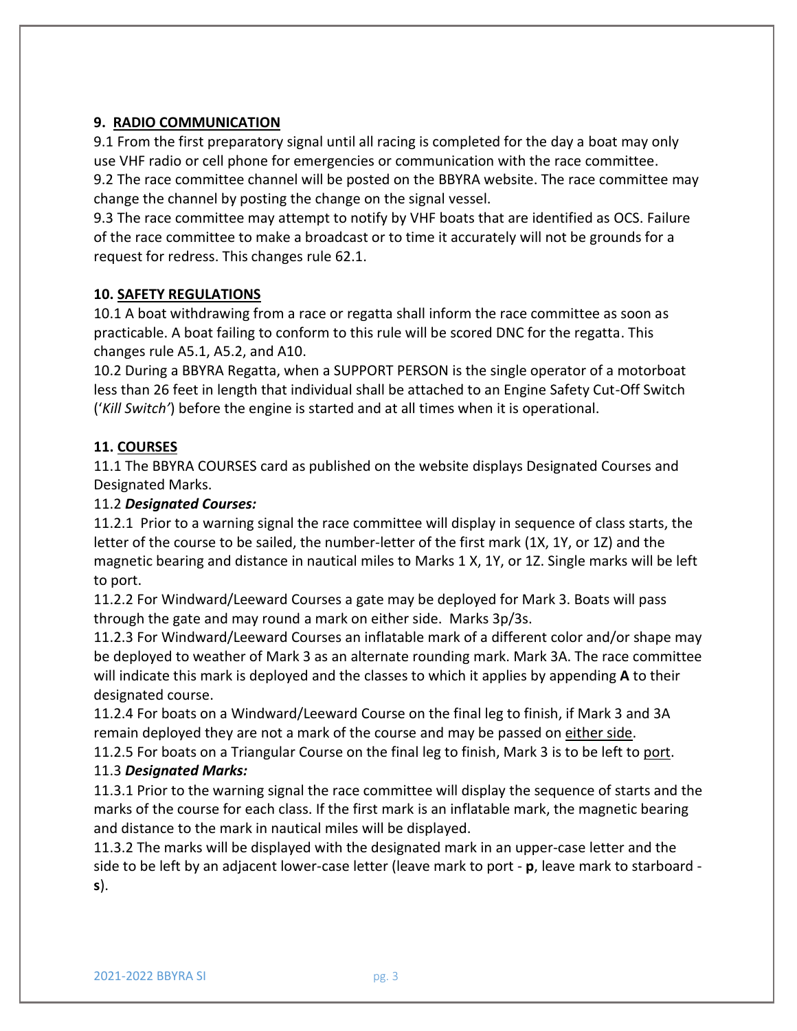## 9. <u>RADIO COMMUNICATION</u>

9.1 From the first preparatory signal until all racing is completed for the day a boat may only use VHF radio or cell phone for emergencies or communication with the race committee.
9.2 The race committee channel will be posted on the BBYRA website. The race committee may change the channel by posting the change on the signal vessel.
9.3 The race committee may attempt to notify by VHF boats that are identified as OCS. Failure of the race committee to make a broadcast or to time it accurately will not be grounds for a request for redress. This changes rule 62.1.

## 10. <u>SAFETY REGULATIONS</u>

10.1 A boat withdrawing from a race or regatta shall inform the race committee as soon as practicable. A boat failing to conform to this rule will be scored DNC for the regatta. This changes rule A5.1, A5.2, and A10.
10.2 During a BBYRA Regatta, when a SUPPORT PERSON is the single operator of a motorboat less than 26 feet in length that individual shall be attached to an Engine Safety Cut-Off Switch ('*Kill Switch'*) before the engine is started and at all times when it is operational.

## 11. <u>COURSES</u>

11.1 The BBYRA COURSES card as published on the website displays Designated Courses and Designated Marks.
11.2 ***Designated Courses:***
11.2.1 Prior to a warning signal the race committee will display in sequence of class starts, the letter of the course to be sailed, the number-letter of the first mark (1X, 1Y, or 1Z) and the magnetic bearing and distance in nautical miles to Marks 1 X, 1Y, or 1Z. Single marks will be left to port.
11.2.2 For Windward/Leeward Courses a gate may be deployed for Mark 3. Boats will pass through the gate and may round a mark on either side. Marks 3p/3s.
11.2.3 For Windward/Leeward Courses an inflatable mark of a different color and/or shape may be deployed to weather of Mark 3 as an alternate rounding mark. Mark 3A. The race committee will indicate this mark is deployed and the classes to which it applies by appending **A** to their designated course.
11.2.4 For boats on a Windward/Leeward Course on the final leg to finish, if Mark 3 and 3A remain deployed they are not a mark of the course and may be passed on <u>either side</u>.
11.2.5 For boats on a Triangular Course on the final leg to finish, Mark 3 is to be left to <u>port</u>.
11.3 ***Designated Marks:***
11.3.1 Prior to the warning signal the race committee will display the sequence of starts and the marks of the course for each class. If the first mark is an inflatable mark, the magnetic bearing and distance to the mark in nautical miles will be displayed.
11.3.2 The marks will be displayed with the designated mark in an upper-case letter and the side to be left by an adjacent lower-case letter (leave mark to port - **p**, leave mark to starboard - **s**).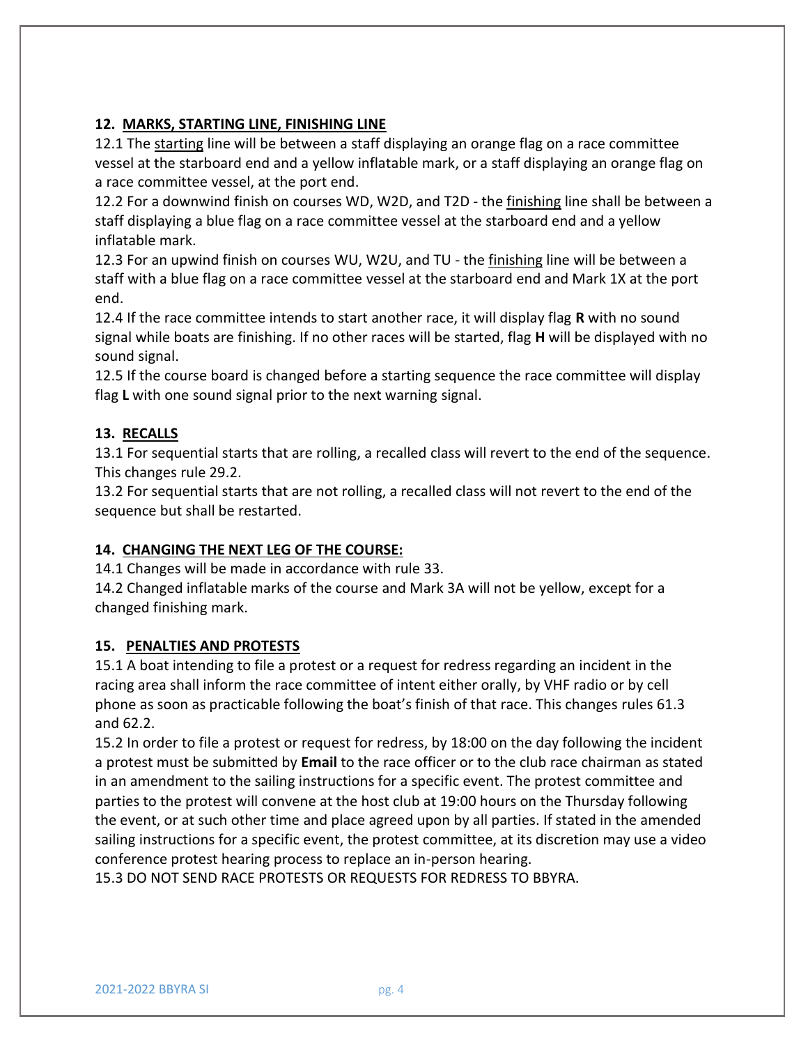## 12. MARKS, STARTING LINE, FINISHING LINE

12.1 The starting line will be between a staff displaying an orange flag on a race committee vessel at the starboard end and a yellow inflatable mark, or a staff displaying an orange flag on a race committee vessel, at the port end.

12.2 For a downwind finish on courses WD, W2D, and T2D - the finishing line shall be between a staff displaying a blue flag on a race committee vessel at the starboard end and a yellow inflatable mark.

12.3 For an upwind finish on courses WU, W2U, and TU - the finishing line will be between a staff with a blue flag on a race committee vessel at the starboard end and Mark 1X at the port end.

12.4 If the race committee intends to start another race, it will display flag **R** with no sound signal while boats are finishing. If no other races will be started, flag **H** will be displayed with no sound signal.

12.5 If the course board is changed before a starting sequence the race committee will display flag **L** with one sound signal prior to the next warning signal.

## 13. RECALLS

13.1 For sequential starts that are rolling, a recalled class will revert to the end of the sequence. This changes rule 29.2.

13.2 For sequential starts that are not rolling, a recalled class will not revert to the end of the sequence but shall be restarted.

## 14. CHANGING THE NEXT LEG OF THE COURSE:

14.1 Changes will be made in accordance with rule 33.

14.2 Changed inflatable marks of the course and Mark 3A will not be yellow, except for a changed finishing mark.

## 15. PENALTIES AND PROTESTS

15.1 A boat intending to file a protest or a request for redress regarding an incident in the racing area shall inform the race committee of intent either orally, by VHF radio or by cell phone as soon as practicable following the boat's finish of that race. This changes rules 61.3 and 62.2.

15.2 In order to file a protest or request for redress, by 18:00 on the day following the incident a protest must be submitted by **Email** to the race officer or to the club race chairman as stated in an amendment to the sailing instructions for a specific event. The protest committee and parties to the protest will convene at the host club at 19:00 hours on the Thursday following the event, or at such other time and place agreed upon by all parties. If stated in the amended sailing instructions for a specific event, the protest committee, at its discretion may use a video conference protest hearing process to replace an in-person hearing.

15.3 DO NOT SEND RACE PROTESTS OR REQUESTS FOR REDRESS TO BBYRA.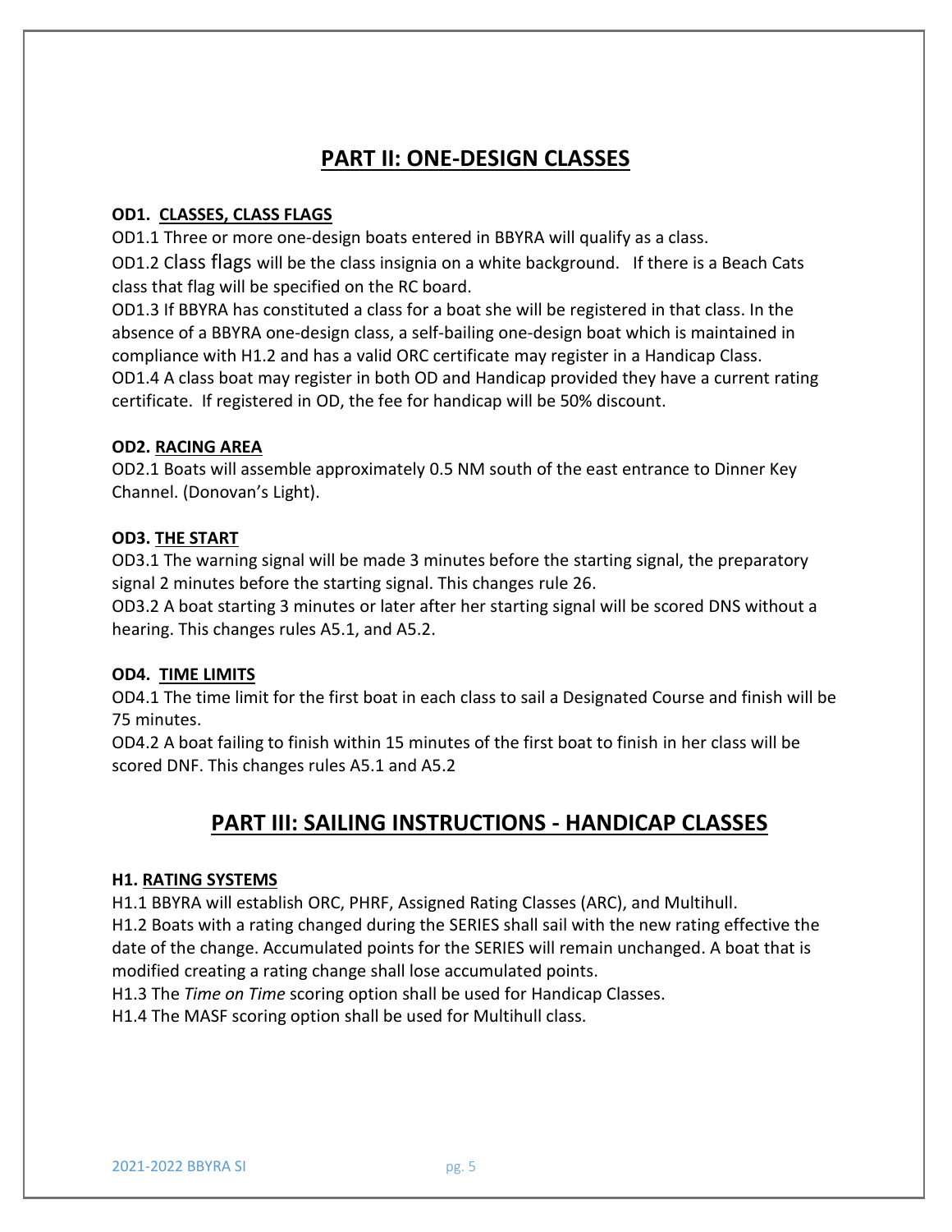## PART II: ONE-DESIGN CLASSES

### OD1. CLASSES, CLASS FLAGS

OD1.1 Three or more one-design boats entered in BBYRA will qualify as a class.

OD1.2 Class flags will be the class insignia on a white background. If there is a Beach Cats class that flag will be specified on the RC board.

OD1.3 If BBYRA has constituted a class for a boat she will be registered in that class. In the absence of a BBYRA one-design class, a self-bailing one-design boat which is maintained in compliance with H1.2 and has a valid ORC certificate may register in a Handicap Class.

OD1.4 A class boat may register in both OD and Handicap provided they have a current rating certificate. If registered in OD, the fee for handicap will be 50% discount.

### OD2. RACING AREA

OD2.1 Boats will assemble approximately 0.5 NM south of the east entrance to Dinner Key Channel. (Donovan's Light).

### OD3. THE START

OD3.1 The warning signal will be made 3 minutes before the starting signal, the preparatory signal 2 minutes before the starting signal. This changes rule 26.

OD3.2 A boat starting 3 minutes or later after her starting signal will be scored DNS without a hearing. This changes rules A5.1, and A5.2.

### OD4. TIME LIMITS

OD4.1 The time limit for the first boat in each class to sail a Designated Course and finish will be 75 minutes.

OD4.2 A boat failing to finish within 15 minutes of the first boat to finish in her class will be scored DNF. This changes rules A5.1 and A5.2

## PART III: SAILING INSTRUCTIONS - HANDICAP CLASSES

### H1. RATING SYSTEMS

H1.1 BBYRA will establish ORC, PHRF, Assigned Rating Classes (ARC), and Multihull.

H1.2 Boats with a rating changed during the SERIES shall sail with the new rating effective the date of the change. Accumulated points for the SERIES will remain unchanged. A boat that is modified creating a rating change shall lose accumulated points.

H1.3 The *Time on Time* scoring option shall be used for Handicap Classes.

H1.4 The MASF scoring option shall be used for Multihull class.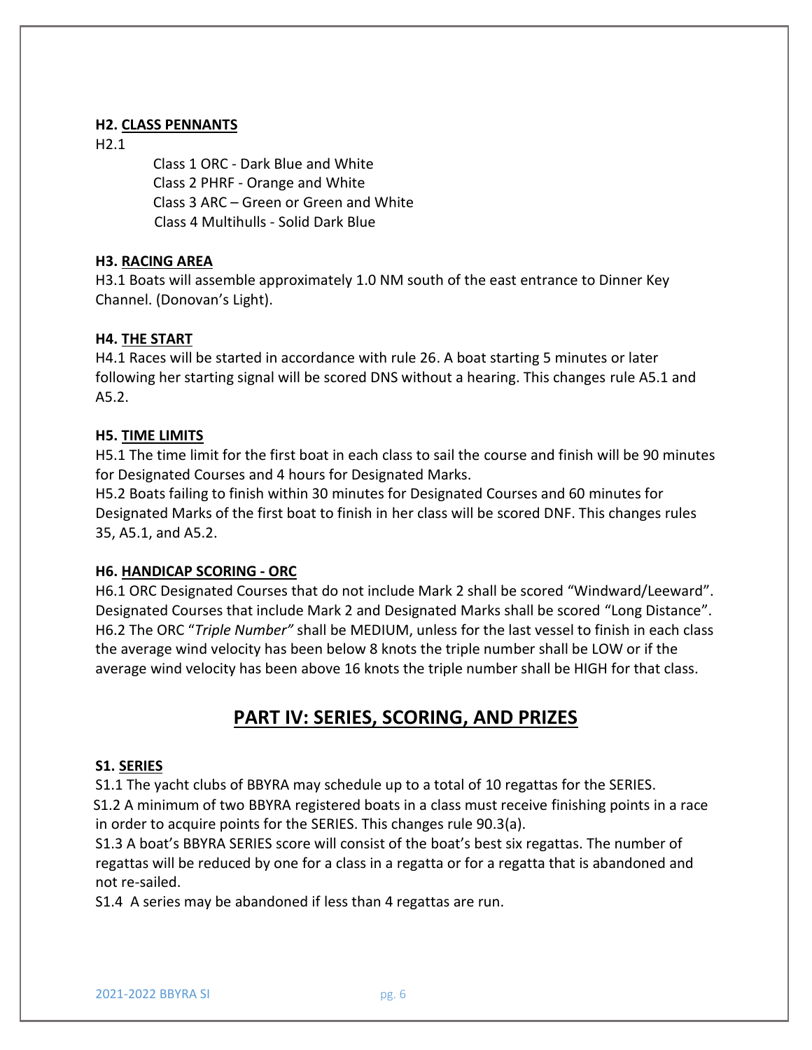### H2. <u>CLASS PENNANTS</u>

H2.1

Class 1 ORC - Dark Blue and White
Class 2 PHRF - Orange and White
Class 3 ARC – Green or Green and White
Class 4 Multihulls - Solid Dark Blue

### H3. <u>RACING AREA</u>

H3.1 Boats will assemble approximately 1.0 NM south of the east entrance to Dinner Key Channel. (Donovan's Light).

### H4. <u>THE START</u>

H4.1 Races will be started in accordance with rule 26. A boat starting 5 minutes or later following her starting signal will be scored DNS without a hearing. This changes rule A5.1 and A5.2.

### H5. <u>TIME LIMITS</u>

H5.1 The time limit for the first boat in each class to sail the course and finish will be 90 minutes for Designated Courses and 4 hours for Designated Marks.
H5.2 Boats failing to finish within 30 minutes for Designated Courses and 60 minutes for Designated Marks of the first boat to finish in her class will be scored DNF. This changes rules 35, A5.1, and A5.2.

### H6. <u>HANDICAP SCORING - ORC</u>

H6.1 ORC Designated Courses that do not include Mark 2 shall be scored "Windward/Leeward". Designated Courses that include Mark 2 and Designated Marks shall be scored "Long Distance".
H6.2 The ORC "*Triple Number"* shall be MEDIUM, unless for the last vessel to finish in each class the average wind velocity has been below 8 knots the triple number shall be LOW or if the average wind velocity has been above 16 knots the triple number shall be HIGH for that class.

## <u>PART IV: SERIES, SCORING, AND PRIZES</u>

### S1. <u>SERIES</u>

S1.1 The yacht clubs of BBYRA may schedule up to a total of 10 regattas for the SERIES.
S1.2 A minimum of two BBYRA registered boats in a class must receive finishing points in a race in order to acquire points for the SERIES. This changes rule 90.3(a).
S1.3 A boat's BBYRA SERIES score will consist of the boat's best six regattas. The number of regattas will be reduced by one for a class in a regatta or for a regatta that is abandoned and not re-sailed.
S1.4 A series may be abandoned if less than 4 regattas are run.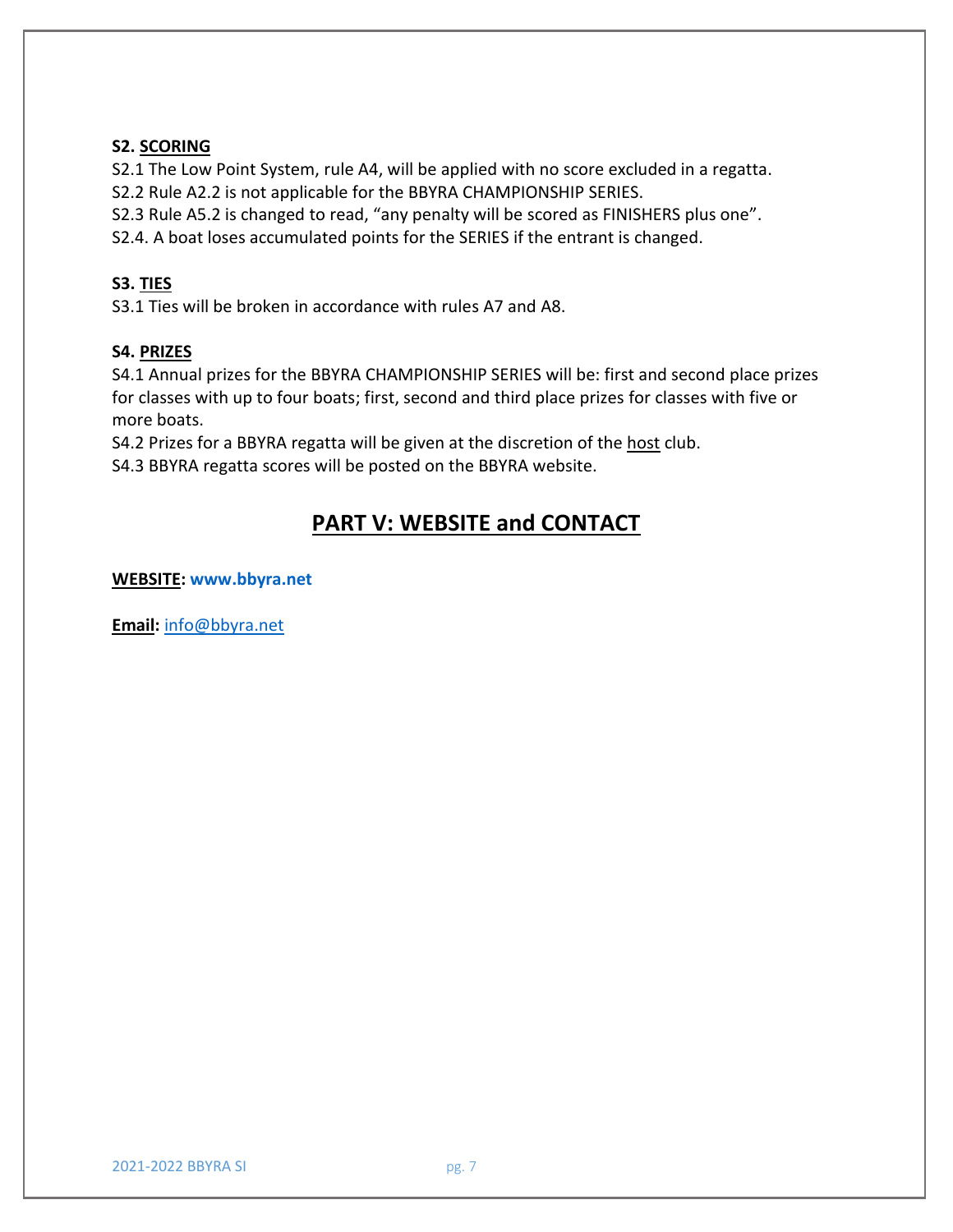**S2. SCORING**

S2.1 The Low Point System, rule A4, will be applied with no score excluded in a regatta.

S2.2 Rule A2.2 is not applicable for the BBYRA CHAMPIONSHIP SERIES.

S2.3 Rule A5.2 is changed to read, "any penalty will be scored as FINISHERS plus one".

S2.4. A boat loses accumulated points for the SERIES if the entrant is changed.

**S3. TIES**

S3.1 Ties will be broken in accordance with rules A7 and A8.

**S4. PRIZES**

S4.1 Annual prizes for the BBYRA CHAMPIONSHIP SERIES will be: first and second place prizes for classes with up to four boats; first, second and third place prizes for classes with five or more boats.

S4.2 Prizes for a BBYRA regatta will be given at the discretion of the host club.

S4.3 BBYRA regatta scores will be posted on the BBYRA website.

# PART V: WEBSITE and CONTACT

**WEBSITE: www.bbyra.net**

**Email:** info@bbyra.net